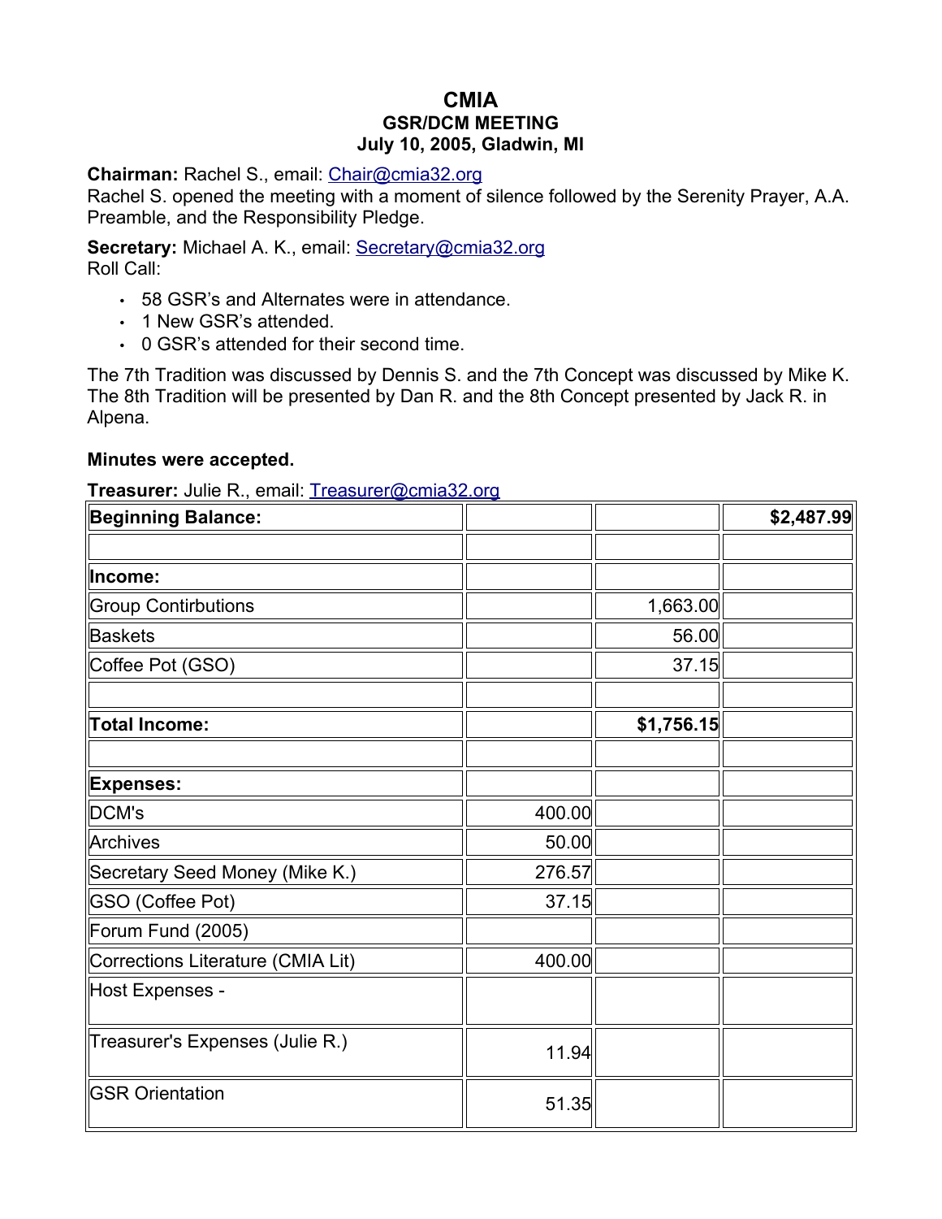# CMIA

## GSR/DCM MEETING

### July 10, 2005, Gladwin, MI

**Chairman:** Rachel S., email: Chair@cmia32.org
Rachel S. opened the meeting with a moment of silence followed by the Serenity Prayer, A.A. Preamble, and the Responsibility Pledge.

**Secretary:** Michael A. K., email: Secretary@cmia32.org
Roll Call:

- 58 GSR's and Alternates were in attendance.
- 1 New GSR's attended.
- 0 GSR's attended for their second time.

The 7th Tradition was discussed by Dennis S. and the 7th Concept was discussed by Mike K. The 8th Tradition will be presented by Dan R. and the 8th Concept presented by Jack R. in Alpena.

**Minutes were accepted.**

**Treasurer:** Julie R., email: Treasurer@cmia32.org

| | | | |
|---|---|---|---|
| **Beginning Balance:** | | | **$2,487.99** |
| | | | |
| **Income:** | | | |
| Group Contirbutions | | 1,663.00 | |
| Baskets | | 56.00 | |
| Coffee Pot (GSO) | | 37.15 | |
| | | | |
| **Total Income:** | | **$1,756.15** | |
| | | | |
| **Expenses:** | | | |
| DCM's | 400.00 | | |
| Archives | 50.00 | | |
| Secretary Seed Money (Mike K.) | 276.57 | | |
| GSO (Coffee Pot) | 37.15 | | |
| Forum Fund (2005) | | | |
| Corrections Literature (CMIA Lit) | 400.00 | | |
| Host Expenses - | | | |
| Treasurer's Expenses (Julie R.) | 11.94 | | |
| GSR Orientation | 51.35 | | |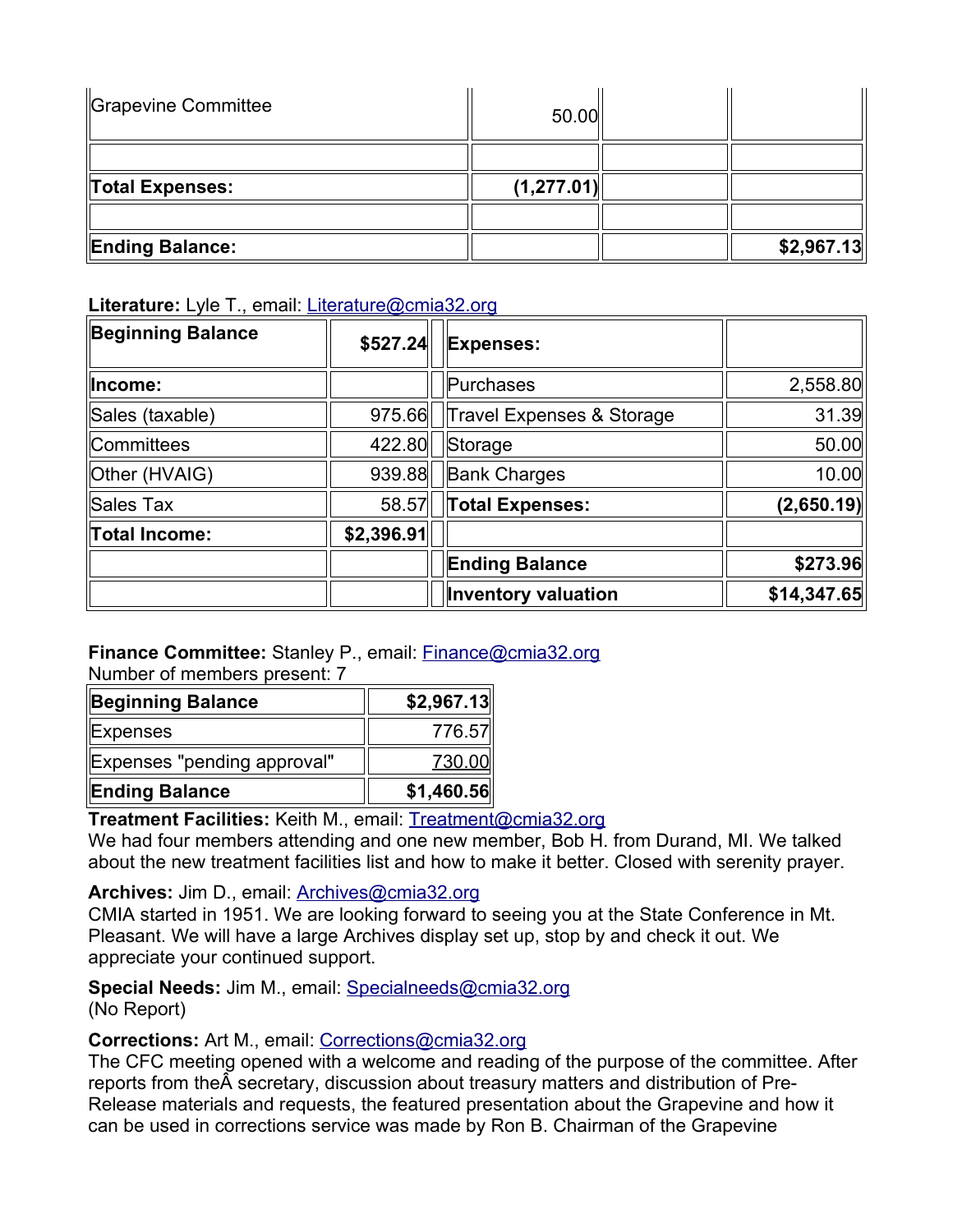| | | | |
|---|---|---|---|
| Grapevine Committee | 50.00 | | |
| | | | |
| **Total Expenses:** | **(1,277.01)** | | |
| | | | |
| **Ending Balance:** | | | **$2,967.13** |

**Literature:** Lyle T., email: Literature@cmia32.org

| | | | | |
|---|---|---|---|---|
| **Beginning Balance** | **$527.24** | | **Expenses:** | |
| **Income:** | | | Purchases | 2,558.80 |
| Sales (taxable) | 975.66 | | Travel Expenses & Storage | 31.39 |
| Committees | 422.80 | | Storage | 50.00 |
| Other (HVAIG) | 939.88 | | Bank Charges | 10.00 |
| Sales Tax | 58.57 | | **Total Expenses:** | **(2,650.19)** |
| **Total Income:** | **$2,396.91** | | | |
| | | | **Ending Balance** | **$273.96** |
| | | | **Inventory valuation** | **$14,347.65** |

**Finance Committee:** Stanley P., email: Finance@cmia32.org
Number of members present: 7

| | |
|---|---|
| **Beginning Balance** | **$2,967.13** |
| Expenses | 776.57 |
| Expenses "pending approval" | 730.00 |
| **Ending Balance** | **$1,460.56** |

**Treatment Facilities:** Keith M., email: Treatment@cmia32.org
We had four members attending and one new member, Bob H. from Durand, MI. We talked about the new treatment facilities list and how to make it better. Closed with serenity prayer.

**Archives:** Jim D., email: Archives@cmia32.org
CMIA started in 1951. We are looking forward to seeing you at the State Conference in Mt. Pleasant. We will have a large Archives display set up, stop by and check it out. We appreciate your continued support.

**Special Needs:** Jim M., email: Specialneeds@cmia32.org
(No Report)

**Corrections:** Art M., email: Corrections@cmia32.org
The CFC meeting opened with a welcome and reading of the purpose of the committee. After reports from theÂ secretary, discussion about treasury matters and distribution of Pre-Release materials and requests, the featured presentation about the Grapevine and how it can be used in corrections service was made by Ron B. Chairman of the Grapevine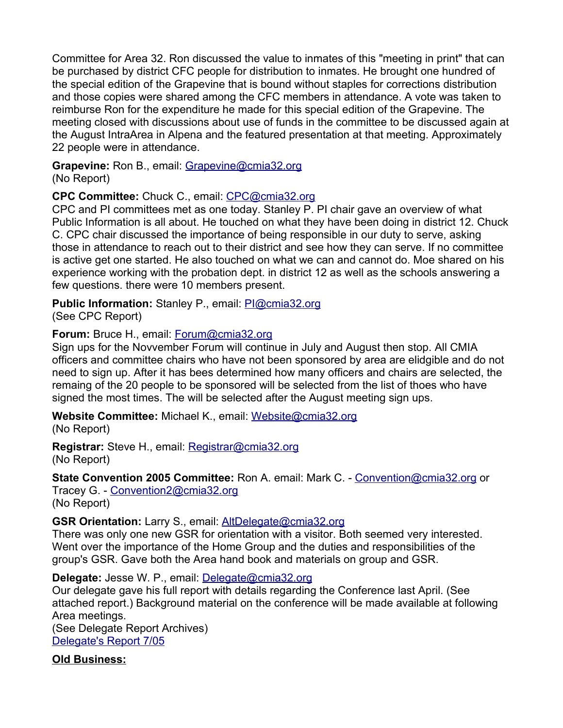Committee for Area 32. Ron discussed the value to inmates of this "meeting in print" that can be purchased by district CFC people for distribution to inmates. He brought one hundred of the special edition of the Grapevine that is bound without staples for corrections distribution and those copies were shared among the CFC members in attendance. A vote was taken to reimburse Ron for the expenditure he made for this special edition of the Grapevine. The meeting closed with discussions about use of funds in the committee to be discussed again at the August IntraArea in Alpena and the featured presentation at that meeting. Approximately 22 people were in attendance.

**Grapevine:** Ron B., email: Grapevine@cmia32.org
(No Report)

**CPC Committee:** Chuck C., email: CPC@cmia32.org
CPC and PI committees met as one today. Stanley P. PI chair gave an overview of what Public Information is all about. He touched on what they have been doing in district 12. Chuck C. CPC chair discussed the importance of being responsible in our duty to serve, asking those in attendance to reach out to their district and see how they can serve. If no committee is active get one started. He also touched on what we can and cannot do. Moe shared on his experience working with the probation dept. in district 12 as well as the schools answering a few questions. there were 10 members present.

**Public Information:** Stanley P., email: PI@cmia32.org
(See CPC Report)

**Forum:** Bruce H., email: Forum@cmia32.org
Sign ups for the Novvember Forum will continue in July and August then stop. All CMIA officers and committee chairs who have not been sponsored by area are elidgible and do not need to sign up. After it has bees determined how many officers and chairs are selected, the remaing of the 20 people to be sponsored will be selected from the list of thoes who have signed the most times. The will be selected after the August meeting sign ups.

**Website Committee:** Michael K., email: Website@cmia32.org
(No Report)

**Registrar:** Steve H., email: Registrar@cmia32.org
(No Report)

**State Convention 2005 Committee:** Ron A. email: Mark C. - Convention@cmia32.org or Tracey G. - Convention2@cmia32.org
(No Report)

**GSR Orientation:** Larry S., email: AltDelegate@cmia32.org
There was only one new GSR for orientation with a visitor. Both seemed very interested. Went over the importance of the Home Group and the duties and responsibilities of the group's GSR. Gave both the Area hand book and materials on group and GSR.

**Delegate:** Jesse W. P., email: Delegate@cmia32.org
Our delegate gave his full report with details regarding the Conference last April. (See attached report.) Background material on the conference will be made available at following Area meetings.
(See Delegate Report Archives)
Delegate's Report 7/05

**Old Business:**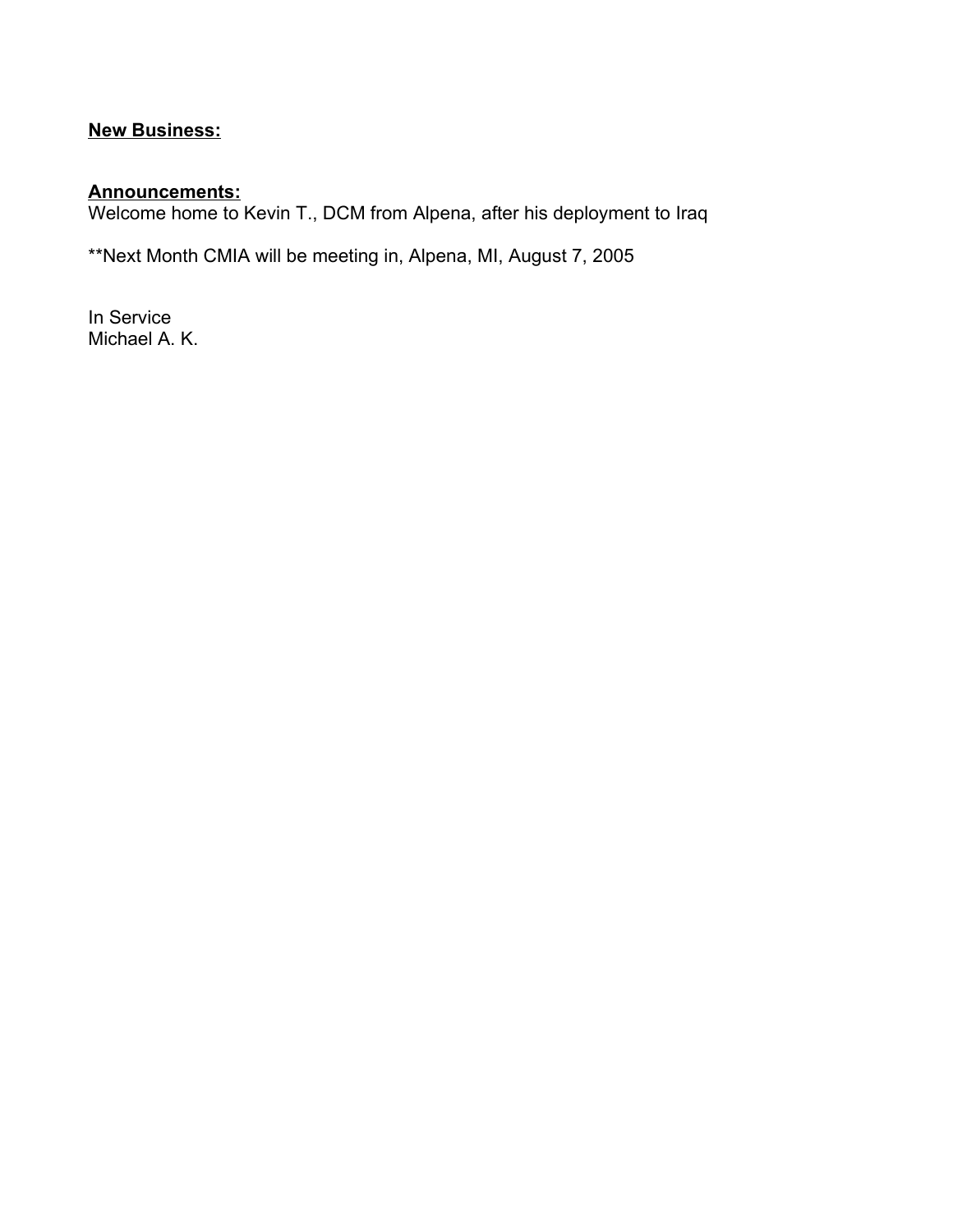**New Business:**

**Announcements:**
Welcome home to Kevin T., DCM from Alpena, after his deployment to Iraq

**Next Month CMIA will be meeting in, Alpena, MI, August 7, 2005

In Service
Michael A. K.